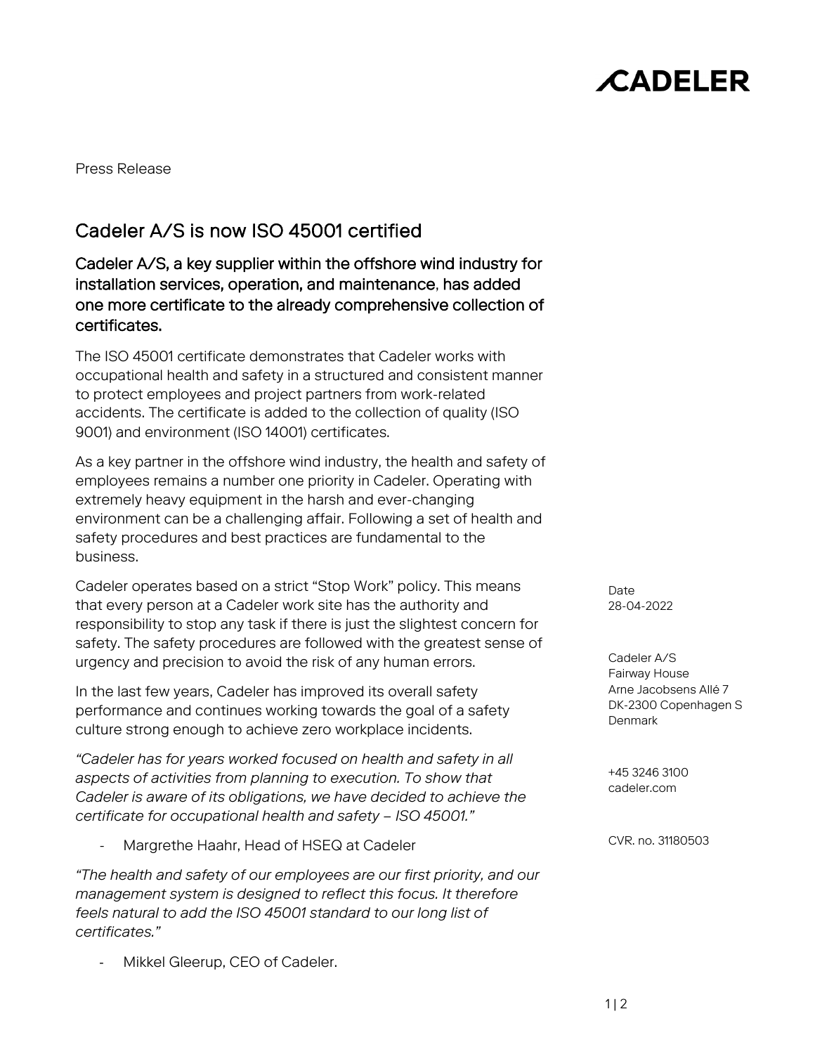**CADELER**

Press Release

# Cadeler A/S is now ISO 45001 certified

## Cadeler A/S, a key supplier within the offshore wind industry for installation services, operation, and maintenance, has added one more certificate to the already comprehensive collection of certificates.

The ISO 45001 certificate demonstrates that Cadeler works with occupational health and safety in a structured and consistent manner to protect employees and project partners from work-related accidents. The certificate is added to the collection of quality (ISO 9001) and environment (ISO 14001) certificates.

As a key partner in the offshore wind industry, the health and safety of employees remains a number one priority in Cadeler. Operating with extremely heavy equipment in the harsh and ever-changing environment can be a challenging affair. Following a set of health and safety procedures and best practices are fundamental to the business.

Cadeler operates based on a strict "Stop Work" policy. This means that every person at a Cadeler work site has the authority and responsibility to stop any task if there is just the slightest concern for safety. The safety procedures are followed with the greatest sense of urgency and precision to avoid the risk of any human errors.

In the last few years, Cadeler has improved its overall safety performance and continues working towards the goal of a safety culture strong enough to achieve zero workplace incidents.

*"Cadeler has for years worked focused on health and safety in all aspects of activities from planning to execution. To show that Cadeler is aware of its obligations, we have decided to achieve the certificate for occupational health and safety – ISO 45001."*

- Margrethe Haahr, Head of HSEQ at Cadeler

*"The health and safety of our employees are our first priority, and our management system is designed to reflect this focus. It therefore feels natural to add the ISO 45001 standard to our long list of certificates."*

- Mikkel Gleerup, CEO of Cadeler.

Date
28-04-2022

Cadeler A/S
Fairway House
Arne Jacobsens Allé 7
DK-2300 Copenhagen S
Denmark

+45 3246 3100
cadeler.com

CVR. no. 31180503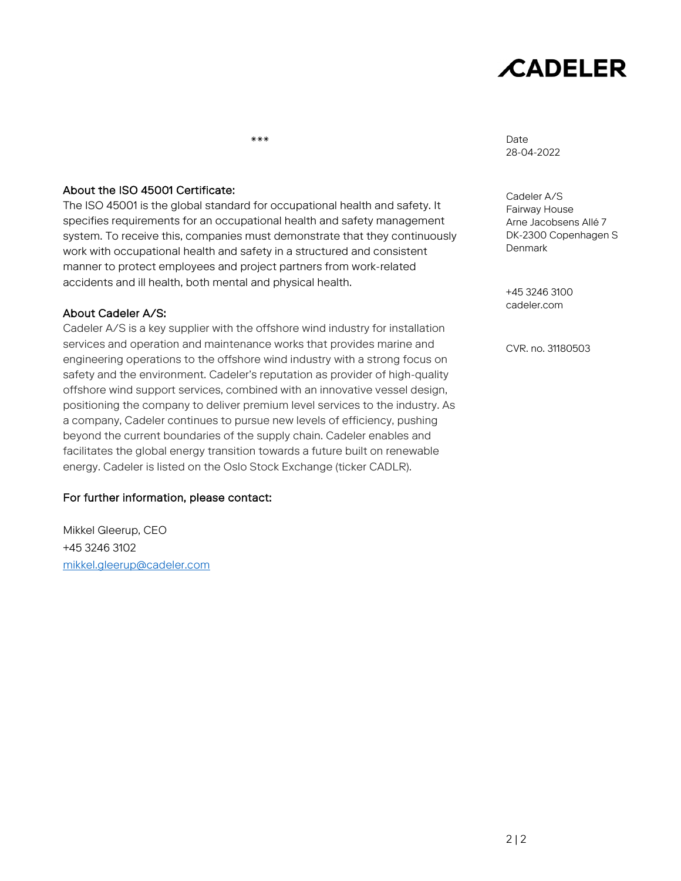\*\*\*

Date
28-04-2022

Cadeler A/S
Fairway House
Arne Jacobsens Allé 7
DK-2300 Copenhagen S
Denmark

+45 3246 3100
cadeler.com

CVR. no. 31180503

### About the ISO 45001 Certificate:

The ISO 45001 is the global standard for occupational health and safety. It specifies requirements for an occupational health and safety management system. To receive this, companies must demonstrate that they continuously work with occupational health and safety in a structured and consistent manner to protect employees and project partners from work-related accidents and ill health, both mental and physical health.

### About Cadeler A/S:

Cadeler A/S is a key supplier with the offshore wind industry for installation services and operation and maintenance works that provides marine and engineering operations to the offshore wind industry with a strong focus on safety and the environment. Cadeler's reputation as provider of high-quality offshore wind support services, combined with an innovative vessel design, positioning the company to deliver premium level services to the industry. As a company, Cadeler continues to pursue new levels of efficiency, pushing beyond the current boundaries of the supply chain. Cadeler enables and facilitates the global energy transition towards a future built on renewable energy. Cadeler is listed on the Oslo Stock Exchange (ticker CADLR).

### For further information, please contact:

Mikkel Gleerup, CEO
+45 3246 3102
mikkel.gleerup@cadeler.com